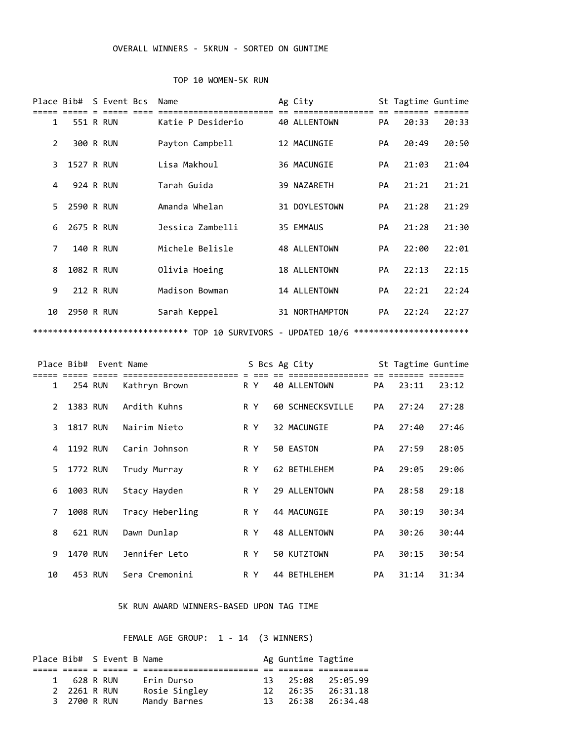## OVERALL WINNERS - 5KRUN - SORTED ON GUNTIME

### TOP 10 WOMEN-5K RUN

| Place | Bib# | S | Event | Bcs | Name | Ag | City | St | Tagtime | Guntime |
|---|---|---|---|---|---|---|---|---|---|---|
| 1 | 551 | R | RUN | | Katie P Desiderio | 40 | ALLENTOWN | PA | 20:33 | 20:33 |
| 2 | 300 | R | RUN | | Payton Campbell | 12 | MACUNGIE | PA | 20:49 | 20:50 |
| 3 | 1527 | R | RUN | | Lisa Makhoul | 36 | MACUNGIE | PA | 21:03 | 21:04 |
| 4 | 924 | R | RUN | | Tarah Guida | 39 | NAZARETH | PA | 21:21 | 21:21 |
| 5 | 2590 | R | RUN | | Amanda Whelan | 31 | DOYLESTOWN | PA | 21:28 | 21:29 |
| 6 | 2675 | R | RUN | | Jessica Zambelli | 35 | EMMAUS | PA | 21:28 | 21:30 |
| 7 | 140 | R | RUN | | Michele Belisle | 48 | ALLENTOWN | PA | 22:00 | 22:01 |
| 8 | 1082 | R | RUN | | Olivia Hoeing | 18 | ALLENTOWN | PA | 22:13 | 22:15 |
| 9 | 212 | R | RUN | | Madison Bowman | 14 | ALLENTOWN | PA | 22:21 | 22:24 |
| 10 | 2950 | R | RUN | | Sarah Keppel | 31 | NORTHAMPTON | PA | 22:24 | 22:27 |

******************************* TOP 10 SURVIVORS - UPDATED 10/6 ***********************

| Place | Bib# | Event | Name | S | Bcs | Ag | City | St | Tagtime | Guntime |
|---|---|---|---|---|---|---|---|---|---|---|
| 1 | 254 | RUN | Kathryn Brown | R | Y | 40 | ALLENTOWN | PA | 23:11 | 23:12 |
| 2 | 1383 | RUN | Ardith Kuhns | R | Y | 60 | SCHNECKSVILLE | PA | 27:24 | 27:28 |
| 3 | 1817 | RUN | Nairim Nieto | R | Y | 32 | MACUNGIE | PA | 27:40 | 27:46 |
| 4 | 1192 | RUN | Carin Johnson | R | Y | 50 | EASTON | PA | 27:59 | 28:05 |
| 5 | 1772 | RUN | Trudy Murray | R | Y | 62 | BETHLEHEM | PA | 29:05 | 29:06 |
| 6 | 1003 | RUN | Stacy Hayden | R | Y | 29 | ALLENTOWN | PA | 28:58 | 29:18 |
| 7 | 1008 | RUN | Tracy Heberling | R | Y | 44 | MACUNGIE | PA | 30:19 | 30:34 |
| 8 | 621 | RUN | Dawn Dunlap | R | Y | 48 | ALLENTOWN | PA | 30:26 | 30:44 |
| 9 | 1470 | RUN | Jennifer Leto | R | Y | 50 | KUTZTOWN | PA | 30:15 | 30:54 |
| 10 | 453 | RUN | Sera Cremonini | R | Y | 44 | BETHLEHEM | PA | 31:14 | 31:34 |

## 5K RUN AWARD WINNERS-BASED UPON TAG TIME

### FEMALE AGE GROUP: 1 - 14 (3 WINNERS)

| Place | Bib# | S | Event | B | Name | Ag | Guntime | Tagtime |
|---|---|---|---|---|---|---|---|---|
| 1 | 628 | R | RUN | | Erin Durso | 13 | 25:08 | 25:05.99 |
| 2 | 2261 | R | RUN | | Rosie Singley | 12 | 26:35 | 26:31.18 |
| 3 | 2700 | R | RUN | | Mandy Barnes | 13 | 26:38 | 26:34.48 |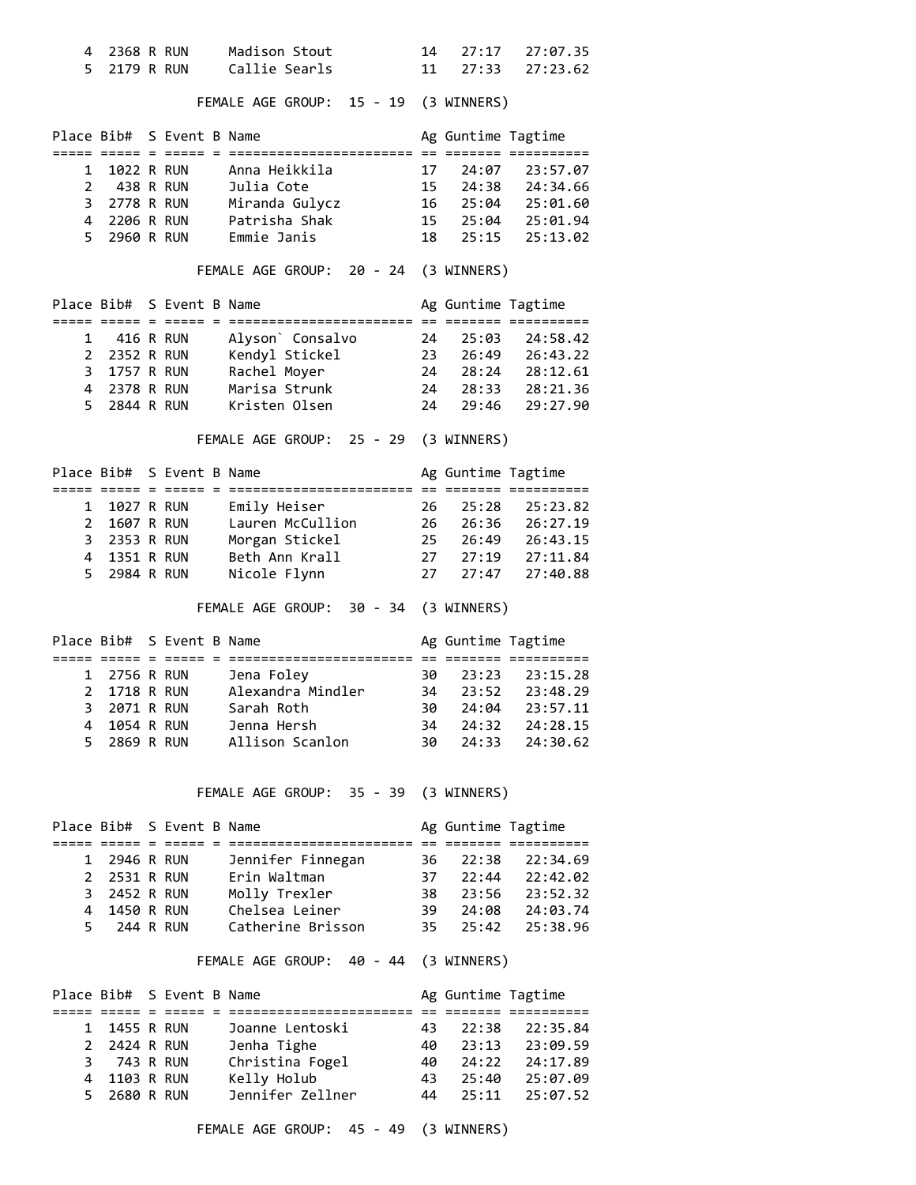| Place | Bib# | S | Event | B | Name | Ag | Guntime | Tagtime |
|---|---|---|---|---|---|---|---|---|
| 4 | 2368 | R | RUN | | Madison Stout | 14 | 27:17 | 27:07.35 |
| 5 | 2179 | R | RUN | | Callie Searls | 11 | 27:33 | 27:23.62 |

FEMALE AGE GROUP: 15 - 19 (3 WINNERS)

| Place | Bib# | S | Event | B | Name | Ag | Guntime | Tagtime |
|---|---|---|---|---|---|---|---|---|
| 1 | 1022 | R | RUN | | Anna Heikkila | 17 | 24:07 | 23:57.07 |
| 2 | 438 | R | RUN | | Julia Cote | 15 | 24:38 | 24:34.66 |
| 3 | 2778 | R | RUN | | Miranda Gulycz | 16 | 25:04 | 25:01.60 |
| 4 | 2206 | R | RUN | | Patrisha Shak | 15 | 25:04 | 25:01.94 |
| 5 | 2960 | R | RUN | | Emmie Janis | 18 | 25:15 | 25:13.02 |

FEMALE AGE GROUP: 20 - 24 (3 WINNERS)

| Place | Bib# | S | Event | B | Name | Ag | Guntime | Tagtime |
|---|---|---|---|---|---|---|---|---|
| 1 | 416 | R | RUN | | Alyson` Consalvo | 24 | 25:03 | 24:58.42 |
| 2 | 2352 | R | RUN | | Kendyl Stickel | 23 | 26:49 | 26:43.22 |
| 3 | 1757 | R | RUN | | Rachel Moyer | 24 | 28:24 | 28:12.61 |
| 4 | 2378 | R | RUN | | Marisa Strunk | 24 | 28:33 | 28:21.36 |
| 5 | 2844 | R | RUN | | Kristen Olsen | 24 | 29:46 | 29:27.90 |

FEMALE AGE GROUP: 25 - 29 (3 WINNERS)

| Place | Bib# | S | Event | B | Name | Ag | Guntime | Tagtime |
|---|---|---|---|---|---|---|---|---|
| 1 | 1027 | R | RUN | | Emily Heiser | 26 | 25:28 | 25:23.82 |
| 2 | 1607 | R | RUN | | Lauren McCullion | 26 | 26:36 | 26:27.19 |
| 3 | 2353 | R | RUN | | Morgan Stickel | 25 | 26:49 | 26:43.15 |
| 4 | 1351 | R | RUN | | Beth Ann Krall | 27 | 27:19 | 27:11.84 |
| 5 | 2984 | R | RUN | | Nicole Flynn | 27 | 27:47 | 27:40.88 |

FEMALE AGE GROUP: 30 - 34 (3 WINNERS)

| Place | Bib# | S | Event | B | Name | Ag | Guntime | Tagtime |
|---|---|---|---|---|---|---|---|---|
| 1 | 2756 | R | RUN | | Jena Foley | 30 | 23:23 | 23:15.28 |
| 2 | 1718 | R | RUN | | Alexandra Mindler | 34 | 23:52 | 23:48.29 |
| 3 | 2071 | R | RUN | | Sarah Roth | 30 | 24:04 | 23:57.11 |
| 4 | 1054 | R | RUN | | Jenna Hersh | 34 | 24:32 | 24:28.15 |
| 5 | 2869 | R | RUN | | Allison Scanlon | 30 | 24:33 | 24:30.62 |

FEMALE AGE GROUP: 35 - 39 (3 WINNERS)

| Place | Bib# | S | Event | B | Name | Ag | Guntime | Tagtime |
|---|---|---|---|---|---|---|---|---|
| 1 | 2946 | R | RUN | | Jennifer Finnegan | 36 | 22:38 | 22:34.69 |
| 2 | 2531 | R | RUN | | Erin Waltman | 37 | 22:44 | 22:42.02 |
| 3 | 2452 | R | RUN | | Molly Trexler | 38 | 23:56 | 23:52.32 |
| 4 | 1450 | R | RUN | | Chelsea Leiner | 39 | 24:08 | 24:03.74 |
| 5 | 244 | R | RUN | | Catherine Brisson | 35 | 25:42 | 25:38.96 |

FEMALE AGE GROUP: 40 - 44 (3 WINNERS)

| Place | Bib# | S | Event | B | Name | Ag | Guntime | Tagtime |
|---|---|---|---|---|---|---|---|---|
| 1 | 1455 | R | RUN | | Joanne Lentoski | 43 | 22:38 | 22:35.84 |
| 2 | 2424 | R | RUN | | Jenha Tighe | 40 | 23:13 | 23:09.59 |
| 3 | 743 | R | RUN | | Christina Fogel | 40 | 24:22 | 24:17.89 |
| 4 | 1103 | R | RUN | | Kelly Holub | 43 | 25:40 | 25:07.09 |
| 5 | 2680 | R | RUN | | Jennifer Zellner | 44 | 25:11 | 25:07.52 |

FEMALE AGE GROUP: 45 - 49 (3 WINNERS)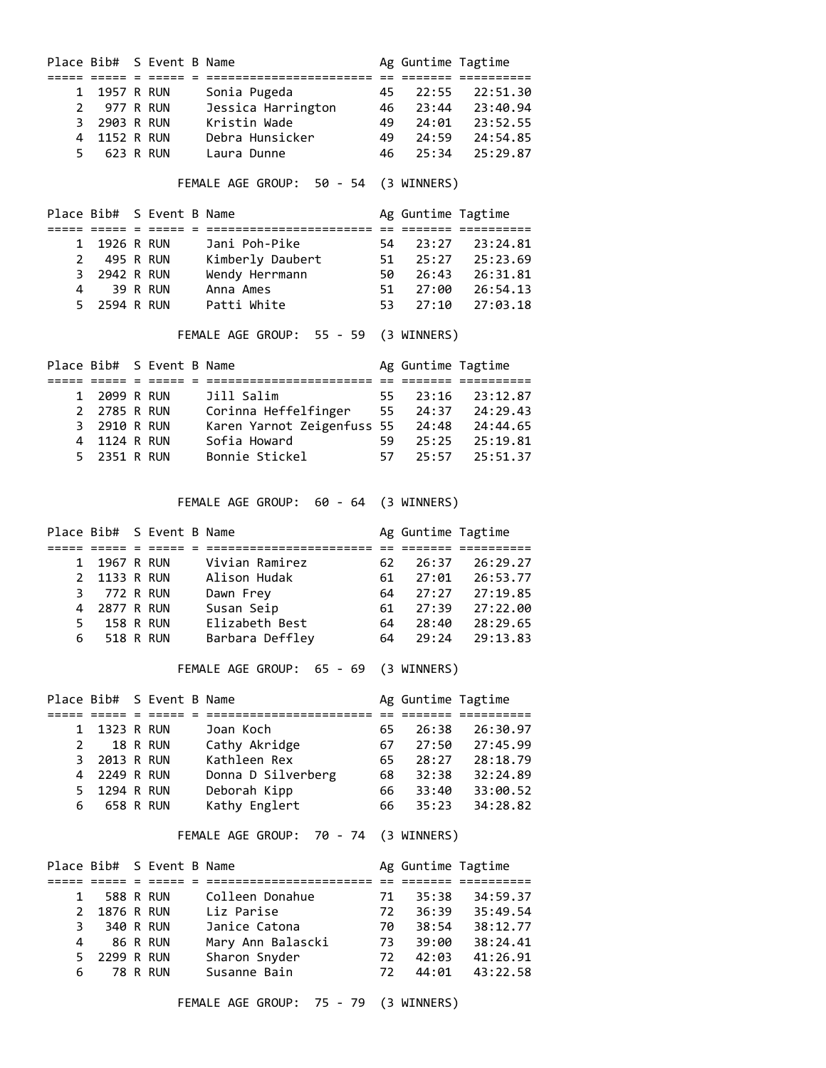| Place | Bib# | S | Event | B | Name | Ag | Guntime | Tagtime |
|---|---|---|---|---|---|---|---|---|
| 1 | 1957 | R | RUN | | Sonia Pugeda | 45 | 22:55 | 22:51.30 |
| 2 | 977 | R | RUN | | Jessica Harrington | 46 | 23:44 | 23:40.94 |
| 3 | 2903 | R | RUN | | Kristin Wade | 49 | 24:01 | 23:52.55 |
| 4 | 1152 | R | RUN | | Debra Hunsicker | 49 | 24:59 | 24:54.85 |
| 5 | 623 | R | RUN | | Laura Dunne | 46 | 25:34 | 25:29.87 |

FEMALE AGE GROUP: 50 - 54 (3 WINNERS)

| Place | Bib# | S | Event | B | Name | Ag | Guntime | Tagtime |
|---|---|---|---|---|---|---|---|---|
| 1 | 1926 | R | RUN | | Jani Poh-Pike | 54 | 23:27 | 23:24.81 |
| 2 | 495 | R | RUN | | Kimberly Daubert | 51 | 25:27 | 25:23.69 |
| 3 | 2942 | R | RUN | | Wendy Herrmann | 50 | 26:43 | 26:31.81 |
| 4 | 39 | R | RUN | | Anna Ames | 51 | 27:00 | 26:54.13 |
| 5 | 2594 | R | RUN | | Patti White | 53 | 27:10 | 27:03.18 |

FEMALE AGE GROUP: 55 - 59 (3 WINNERS)

| Place | Bib# | S | Event | B | Name | Ag | Guntime | Tagtime |
|---|---|---|---|---|---|---|---|---|
| 1 | 2099 | R | RUN | | Jill Salim | 55 | 23:16 | 23:12.87 |
| 2 | 2785 | R | RUN | | Corinna Heffelfinger | 55 | 24:37 | 24:29.43 |
| 3 | 2910 | R | RUN | | Karen Yarnot Zeigenfuss | 55 | 24:48 | 24:44.65 |
| 4 | 1124 | R | RUN | | Sofia Howard | 59 | 25:25 | 25:19.81 |
| 5 | 2351 | R | RUN | | Bonnie Stickel | 57 | 25:57 | 25:51.37 |

FEMALE AGE GROUP: 60 - 64 (3 WINNERS)

| Place | Bib# | S | Event | B | Name | Ag | Guntime | Tagtime |
|---|---|---|---|---|---|---|---|---|
| 1 | 1967 | R | RUN | | Vivian Ramirez | 62 | 26:37 | 26:29.27 |
| 2 | 1133 | R | RUN | | Alison Hudak | 61 | 27:01 | 26:53.77 |
| 3 | 772 | R | RUN | | Dawn Frey | 64 | 27:27 | 27:19.85 |
| 4 | 2877 | R | RUN | | Susan Seip | 61 | 27:39 | 27:22.00 |
| 5 | 158 | R | RUN | | Elizabeth Best | 64 | 28:40 | 28:29.65 |
| 6 | 518 | R | RUN | | Barbara Deffley | 64 | 29:24 | 29:13.83 |

FEMALE AGE GROUP: 65 - 69 (3 WINNERS)

| Place | Bib# | S | Event | B | Name | Ag | Guntime | Tagtime |
|---|---|---|---|---|---|---|---|---|
| 1 | 1323 | R | RUN | | Joan Koch | 65 | 26:38 | 26:30.97 |
| 2 | 18 | R | RUN | | Cathy Akridge | 67 | 27:50 | 27:45.99 |
| 3 | 2013 | R | RUN | | Kathleen Rex | 65 | 28:27 | 28:18.79 |
| 4 | 2249 | R | RUN | | Donna D Silverberg | 68 | 32:38 | 32:24.89 |
| 5 | 1294 | R | RUN | | Deborah Kipp | 66 | 33:40 | 33:00.52 |
| 6 | 658 | R | RUN | | Kathy Englert | 66 | 35:23 | 34:28.82 |

FEMALE AGE GROUP: 70 - 74 (3 WINNERS)

| Place | Bib# | S | Event | B | Name | Ag | Guntime | Tagtime |
|---|---|---|---|---|---|---|---|---|
| 1 | 588 | R | RUN | | Colleen Donahue | 71 | 35:38 | 34:59.37 |
| 2 | 1876 | R | RUN | | Liz Parise | 72 | 36:39 | 35:49.54 |
| 3 | 340 | R | RUN | | Janice Catona | 70 | 38:54 | 38:12.77 |
| 4 | 86 | R | RUN | | Mary Ann Balascki | 73 | 39:00 | 38:24.41 |
| 5 | 2299 | R | RUN | | Sharon Snyder | 72 | 42:03 | 41:26.91 |
| 6 | 78 | R | RUN | | Susanne Bain | 72 | 44:01 | 43:22.58 |

FEMALE AGE GROUP: 75 - 79 (3 WINNERS)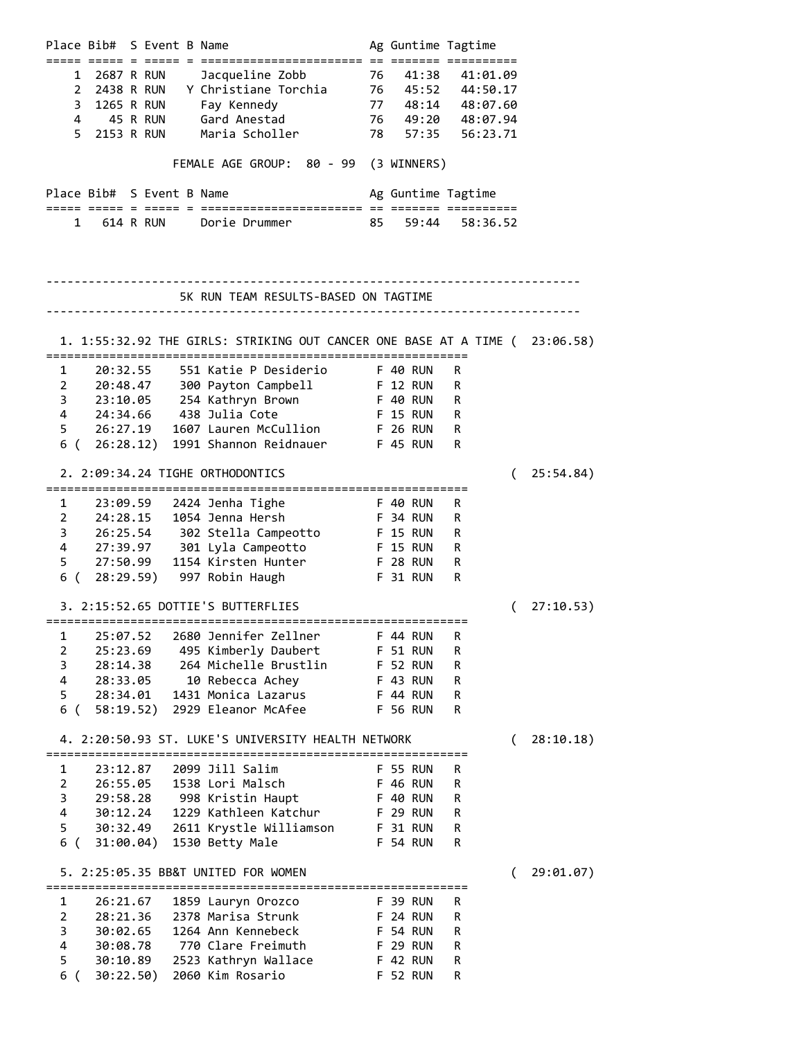| Place | Bib# | S | Event | B | Name | Ag | Guntime | Tagtime |
|---|---|---|---|---|---|---|---|---|
| 1 | 2687 | R | RUN | | Jacqueline Zobb | 76 | 41:38 | 41:01.09 |
| 2 | 2438 | R | RUN | Y | Christiane Torchia | 76 | 45:52 | 44:50.17 |
| 3 | 1265 | R | RUN | | Fay Kennedy | 77 | 48:14 | 48:07.60 |
| 4 | 45 | R | RUN | | Gard Anestad | 76 | 49:20 | 48:07.94 |
| 5 | 2153 | R | RUN | | Maria Scholler | 78 | 57:35 | 56:23.71 |

FEMALE AGE GROUP: 80 - 99 (3 WINNERS)

| Place | Bib# | S | Event | B | Name | Ag | Guntime | Tagtime |
|---|---|---|---|---|---|---|---|---|
| 1 | 614 | R | RUN | | Dorie Drummer | 85 | 59:44 | 58:36.52 |

## 5K RUN TEAM RESULTS-BASED ON TAGTIME

**1. 1:55:32.92 THE GIRLS: STRIKING OUT CANCER ONE BASE AT A TIME ( 23:06.58)**

| # | Time | Bib | Name | Sex | Age | Event | |
|---|---|---|---|---|---|---|---|
| 1 | 20:32.55 | 551 | Katie P Desiderio | F | 40 | RUN | R |
| 2 | 20:48.47 | 300 | Payton Campbell | F | 12 | RUN | R |
| 3 | 23:10.05 | 254 | Kathryn Brown | F | 40 | RUN | R |
| 4 | 24:34.66 | 438 | Julia Cote | F | 15 | RUN | R |
| 5 | 26:27.19 | 1607 | Lauren McCullion | F | 26 | RUN | R |
| 6 | (26:28.12) | 1991 | Shannon Reidnauer | F | 45 | RUN | R |

**2. 2:09:34.24 TIGHE ORTHODONTICS ( 25:54.84)**

| # | Time | Bib | Name | Sex | Age | Event | |
|---|---|---|---|---|---|---|---|
| 1 | 23:09.59 | 2424 | Jenha Tighe | F | 40 | RUN | R |
| 2 | 24:28.15 | 1054 | Jenna Hersh | F | 34 | RUN | R |
| 3 | 26:25.54 | 302 | Stella Campeotto | F | 15 | RUN | R |
| 4 | 27:39.97 | 301 | Lyla Campeotto | F | 15 | RUN | R |
| 5 | 27:50.99 | 1154 | Kirsten Hunter | F | 28 | RUN | R |
| 6 | (28:29.59) | 997 | Robin Haugh | F | 31 | RUN | R |

**3. 2:15:52.65 DOTTIE'S BUTTERFLIES ( 27:10.53)**

| # | Time | Bib | Name | Sex | Age | Event | |
|---|---|---|---|---|---|---|---|
| 1 | 25:07.52 | 2680 | Jennifer Zellner | F | 44 | RUN | R |
| 2 | 25:23.69 | 495 | Kimberly Daubert | F | 51 | RUN | R |
| 3 | 28:14.38 | 264 | Michelle Brustlin | F | 52 | RUN | R |
| 4 | 28:33.05 | 10 | Rebecca Achey | F | 43 | RUN | R |
| 5 | 28:34.01 | 1431 | Monica Lazarus | F | 44 | RUN | R |
| 6 | (58:19.52) | 2929 | Eleanor McAfee | F | 56 | RUN | R |

**4. 2:20:50.93 ST. LUKE'S UNIVERSITY HEALTH NETWORK ( 28:10.18)**

| # | Time | Bib | Name | Sex | Age | Event | |
|---|---|---|---|---|---|---|---|
| 1 | 23:12.87 | 2099 | Jill Salim | F | 55 | RUN | R |
| 2 | 26:55.05 | 1538 | Lori Malsch | F | 46 | RUN | R |
| 3 | 29:58.28 | 998 | Kristin Haupt | F | 40 | RUN | R |
| 4 | 30:12.24 | 1229 | Kathleen Katchur | F | 29 | RUN | R |
| 5 | 30:32.49 | 2611 | Krystle Williamson | F | 31 | RUN | R |
| 6 | (31:00.04) | 1530 | Betty Male | F | 54 | RUN | R |

**5. 2:25:05.35 BB&T UNITED FOR WOMEN ( 29:01.07)**

| # | Time | Bib | Name | Sex | Age | Event | |
|---|---|---|---|---|---|---|---|
| 1 | 26:21.67 | 1859 | Lauryn Orozco | F | 39 | RUN | R |
| 2 | 28:21.36 | 2378 | Marisa Strunk | F | 24 | RUN | R |
| 3 | 30:02.65 | 1264 | Ann Kennebeck | F | 54 | RUN | R |
| 4 | 30:08.78 | 770 | Clare Freimuth | F | 29 | RUN | R |
| 5 | 30:10.89 | 2523 | Kathryn Wallace | F | 42 | RUN | R |
| 6 | (30:22.50) | 2060 | Kim Rosario | F | 52 | RUN | R |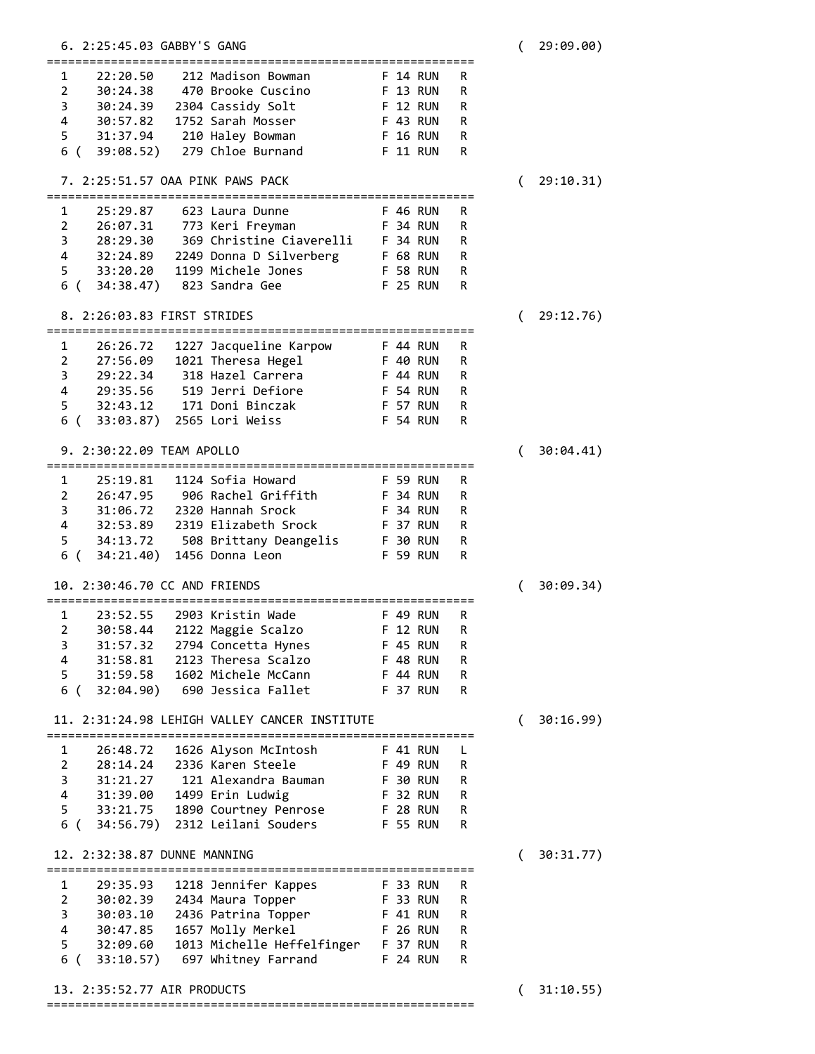```
  6. 2:25:45.03 GABBY'S GANG                                          (  29:09.00)
=============================================================
  1    22:20.50    212 Madison Bowman          F 14 RUN   R
  2    30:24.38    470 Brooke Cuscino          F 13 RUN   R
  3    30:24.39   2304 Cassidy Solt            F 12 RUN   R
  4    30:57.82   1752 Sarah Mosser            F 43 RUN   R
  5    31:37.94    210 Haley Bowman            F 16 RUN   R
  6 (  39:08.52)   279 Chloe Burnand           F 11 RUN   R

  7. 2:25:51.57 OAA PINK PAWS PACK                                    (  29:10.31)
=============================================================
  1    25:29.87    623 Laura Dunne             F 46 RUN   R
  2    26:07.31    773 Keri Freyman            F 34 RUN   R
  3    28:29.30    369 Christine Ciaverelli    F 34 RUN   R
  4    32:24.89   2249 Donna D Silverberg      F 68 RUN   R
  5    33:20.20   1199 Michele Jones           F 58 RUN   R
  6 (  34:38.47)   823 Sandra Gee              F 25 RUN   R

  8. 2:26:03.83 FIRST STRIDES                                         (  29:12.76)
=============================================================
  1    26:26.72   1227 Jacqueline Karpow       F 44 RUN   R
  2    27:56.09   1021 Theresa Hegel           F 40 RUN   R
  3    29:22.34    318 Hazel Carrera           F 44 RUN   R
  4    29:35.56    519 Jerri Defiore           F 54 RUN   R
  5    32:43.12    171 Doni Binczak            F 57 RUN   R
  6 (  33:03.87)  2565 Lori Weiss              F 54 RUN   R

  9. 2:30:22.09 TEAM APOLLO                                           (  30:04.41)
=============================================================
  1    25:19.81   1124 Sofia Howard            F 59 RUN   R
  2    26:47.95    906 Rachel Griffith         F 34 RUN   R
  3    31:06.72   2320 Hannah Srock            F 34 RUN   R
  4    32:53.89   2319 Elizabeth Srock         F 37 RUN   R
  5    34:13.72    508 Brittany Deangelis      F 30 RUN   R
  6 (  34:21.40)  1456 Donna Leon              F 59 RUN   R

 10. 2:30:46.70 CC AND FRIENDS                                        (  30:09.34)
=============================================================
  1    23:52.55   2903 Kristin Wade            F 49 RUN   R
  2    30:58.44   2122 Maggie Scalzo           F 12 RUN   R
  3    31:57.32   2794 Concetta Hynes          F 45 RUN   R
  4    31:58.81   2123 Theresa Scalzo          F 48 RUN   R
  5    31:59.58   1602 Michele McCann          F 44 RUN   R
  6 (  32:04.90)   690 Jessica Fallet          F 37 RUN   R

 11. 2:31:24.98 LEHIGH VALLEY CANCER INSTITUTE                        (  30:16.99)
=============================================================
  1    26:48.72   1626 Alyson McIntosh         F 41 RUN   L
  2    28:14.24   2336 Karen Steele            F 49 RUN   R
  3    31:21.27    121 Alexandra Bauman        F 30 RUN   R
  4    31:39.00   1499 Erin Ludwig             F 32 RUN   R
  5    33:21.75   1890 Courtney Penrose        F 28 RUN   R
  6 (  34:56.79)  2312 Leilani Souders         F 55 RUN   R

 12. 2:32:38.87 DUNNE MANNING                                         (  30:31.77)
=============================================================
  1    29:35.93   1218 Jennifer Kappes         F 33 RUN   R
  2    30:02.39   2434 Maura Topper            F 33 RUN   R
  3    30:03.10   2436 Patrina Topper          F 41 RUN   R
  4    30:47.85   1657 Molly Merkel            F 26 RUN   R
  5    32:09.60   1013 Michelle Heffelfinger   F 37 RUN   R
  6 (  33:10.57)   697 Whitney Farrand         F 24 RUN   R

 13. 2:35:52.77 AIR PRODUCTS                                          (  31:10.55)
=============================================================
```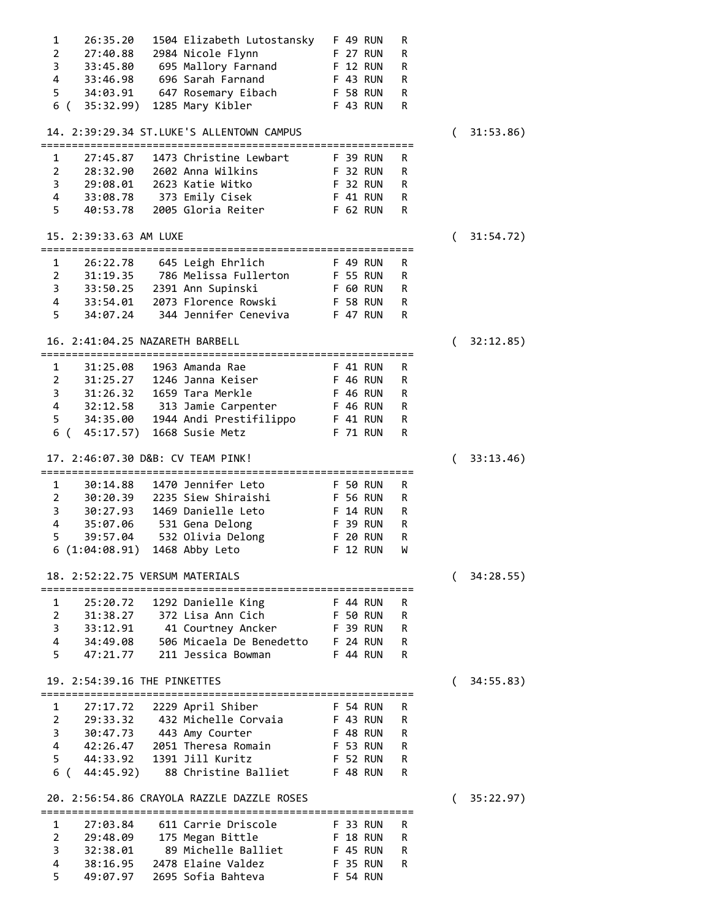```
  1    26:35.20   1504 Elizabeth Lutostansky   F 49 RUN   R
  2    27:40.88   2984 Nicole Flynn            F 27 RUN   R
  3    33:45.80    695 Mallory Farnand         F 12 RUN   R
  4    33:46.98    696 Sarah Farnand           F 43 RUN   R
  5    34:03.91    647 Rosemary Eibach         F 58 RUN   R
  6 (  35:32.99)  1285 Mary Kibler             F 43 RUN   R

 14. 2:39:29.34 ST.LUKE'S ALLENTOWN CAMPUS                         (  31:53.86)
=============================================================
  1    27:45.87   1473 Christine Lewbart       F 39 RUN   R
  2    28:32.90   2602 Anna Wilkins            F 32 RUN   R
  3    29:08.01   2623 Katie Witko             F 32 RUN   R
  4    33:08.78    373 Emily Cisek             F 41 RUN   R
  5    40:53.78   2005 Gloria Reiter           F 62 RUN   R

 15. 2:39:33.63 AM LUXE                                            (  31:54.72)
=============================================================
  1    26:22.78    645 Leigh Ehrlich           F 49 RUN   R
  2    31:19.35    786 Melissa Fullerton       F 55 RUN   R
  3    33:50.25   2391 Ann Supinski            F 60 RUN   R
  4    33:54.01   2073 Florence Rowski         F 58 RUN   R
  5    34:07.24    344 Jennifer Ceneviva       F 47 RUN   R

 16. 2:41:04.25 NAZARETH BARBELL                                   (  32:12.85)
=============================================================
  1    31:25.08   1963 Amanda Rae              F 41 RUN   R
  2    31:25.27   1246 Janna Keiser            F 46 RUN   R
  3    31:26.32   1659 Tara Merkle             F 46 RUN   R
  4    32:12.58    313 Jamie Carpenter         F 46 RUN   R
  5    34:35.00   1944 Andi Prestifilippo      F 41 RUN   R
  6 (  45:17.57)  1668 Susie Metz              F 71 RUN   R

 17. 2:46:07.30 D&B: CV TEAM PINK!                                 (  33:13.46)
=============================================================
  1    30:14.88   1470 Jennifer Leto           F 50 RUN   R
  2    30:20.39   2235 Siew Shiraishi          F 56 RUN   R
  3    30:27.93   1469 Danielle Leto           F 14 RUN   R
  4    35:07.06    531 Gena Delong             F 39 RUN   R
  5    39:57.04    532 Olivia Delong           F 20 RUN   R
  6 (1:04:08.91)  1468 Abby Leto               F 12 RUN   W

 18. 2:52:22.75 VERSUM MATERIALS                                   (  34:28.55)
=============================================================
  1    25:20.72   1292 Danielle King           F 44 RUN   R
  2    31:38.27    372 Lisa Ann Cich           F 50 RUN   R
  3    33:12.91     41 Courtney Ancker         F 39 RUN   R
  4    34:49.08    506 Micaela De Benedetto    F 24 RUN   R
  5    47:21.77    211 Jessica Bowman          F 44 RUN   R

 19. 2:54:39.16 THE PINKETTES                                      (  34:55.83)
=============================================================
  1    27:17.72   2229 April Shiber            F 54 RUN   R
  2    29:33.32    432 Michelle Corvaia        F 43 RUN   R
  3    30:47.73    443 Amy Courter             F 48 RUN   R
  4    42:26.47   2051 Theresa Romain          F 53 RUN   R
  5    44:33.92   1391 Jill Kuritz             F 52 RUN   R
  6 (  44:45.92)    88 Christine Balliet       F 48 RUN   R

 20. 2:56:54.86 CRAYOLA RAZZLE DAZZLE ROSES                        (  35:22.97)
=============================================================
  1    27:03.84    611 Carrie Driscole         F 33 RUN   R
  2    29:48.09    175 Megan Bittle            F 18 RUN   R
  3    32:38.01     89 Michelle Balliet        F 45 RUN   R
  4    38:16.95   2478 Elaine Valdez           F 35 RUN   R
  5    49:07.97   2695 Sofia Bahteva           F 54 RUN
```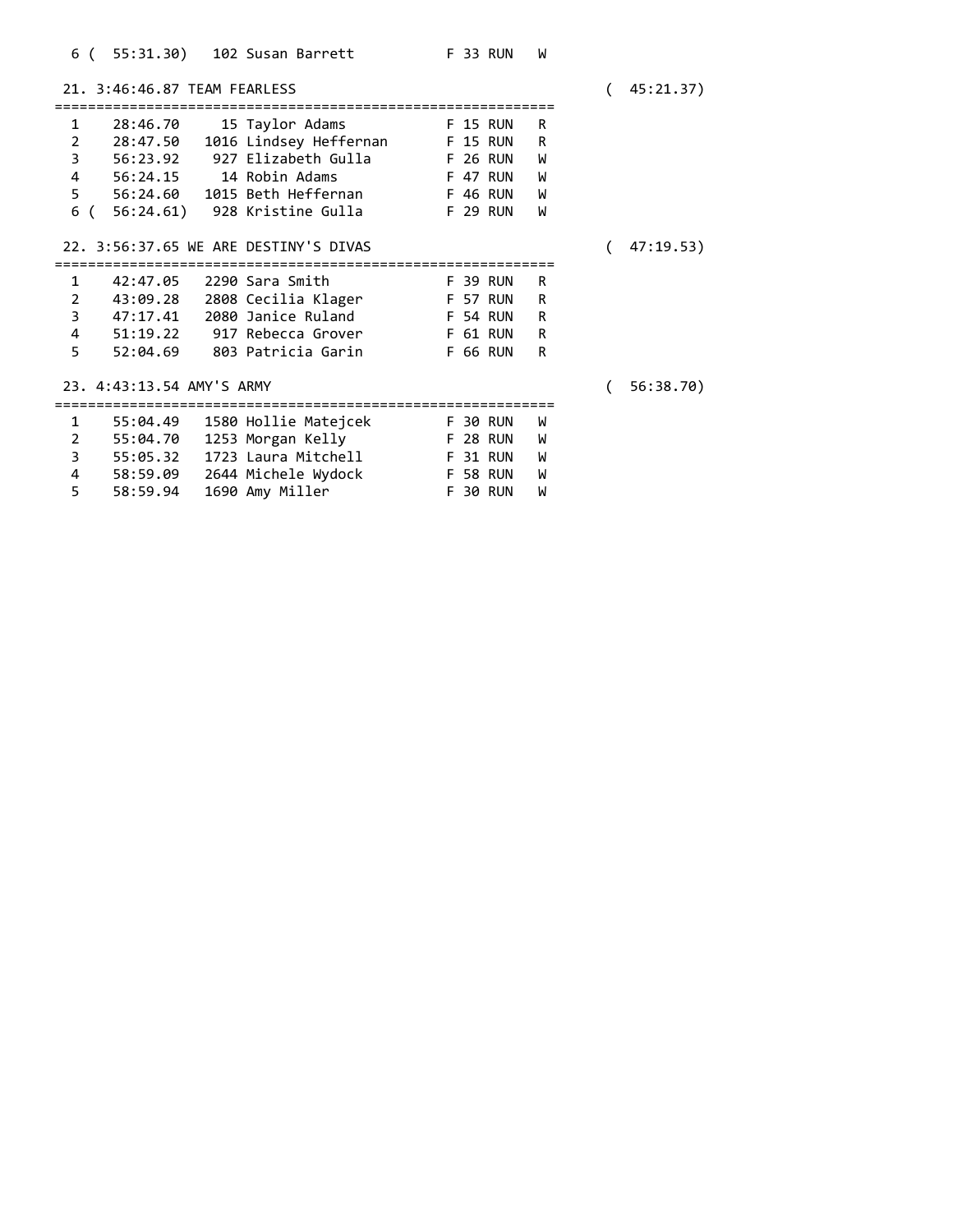6 ( 55:31.30) 102 Susan Barrett F 33 RUN W

21. 3:46:46.87 TEAM FEARLESS ( 45:21.37)

| | | | | | | | |
|---|---|---|---|---|---|---|---|
| 1 | 28:46.70 | 15 | Taylor Adams | F | 15 | RUN | R |
| 2 | 28:47.50 | 1016 | Lindsey Heffernan | F | 15 | RUN | R |
| 3 | 56:23.92 | 927 | Elizabeth Gulla | F | 26 | RUN | W |
| 4 | 56:24.15 | 14 | Robin Adams | F | 47 | RUN | W |
| 5 | 56:24.60 | 1015 | Beth Heffernan | F | 46 | RUN | W |
| 6 ( | 56:24.61) | 928 | Kristine Gulla | F | 29 | RUN | W |

22. 3:56:37.65 WE ARE DESTINY'S DIVAS ( 47:19.53)

| | | | | | | | |
|---|---|---|---|---|---|---|---|
| 1 | 42:47.05 | 2290 | Sara Smith | F | 39 | RUN | R |
| 2 | 43:09.28 | 2808 | Cecilia Klager | F | 57 | RUN | R |
| 3 | 47:17.41 | 2080 | Janice Ruland | F | 54 | RUN | R |
| 4 | 51:19.22 | 917 | Rebecca Grover | F | 61 | RUN | R |
| 5 | 52:04.69 | 803 | Patricia Garin | F | 66 | RUN | R |

23. 4:43:13.54 AMY'S ARMY ( 56:38.70)

| | | | | | | | |
|---|---|---|---|---|---|---|---|
| 1 | 55:04.49 | 1580 | Hollie Matejcek | F | 30 | RUN | W |
| 2 | 55:04.70 | 1253 | Morgan Kelly | F | 28 | RUN | W |
| 3 | 55:05.32 | 1723 | Laura Mitchell | F | 31 | RUN | W |
| 4 | 58:59.09 | 2644 | Michele Wydock | F | 58 | RUN | W |
| 5 | 58:59.94 | 1690 | Amy Miller | F | 30 | RUN | W |